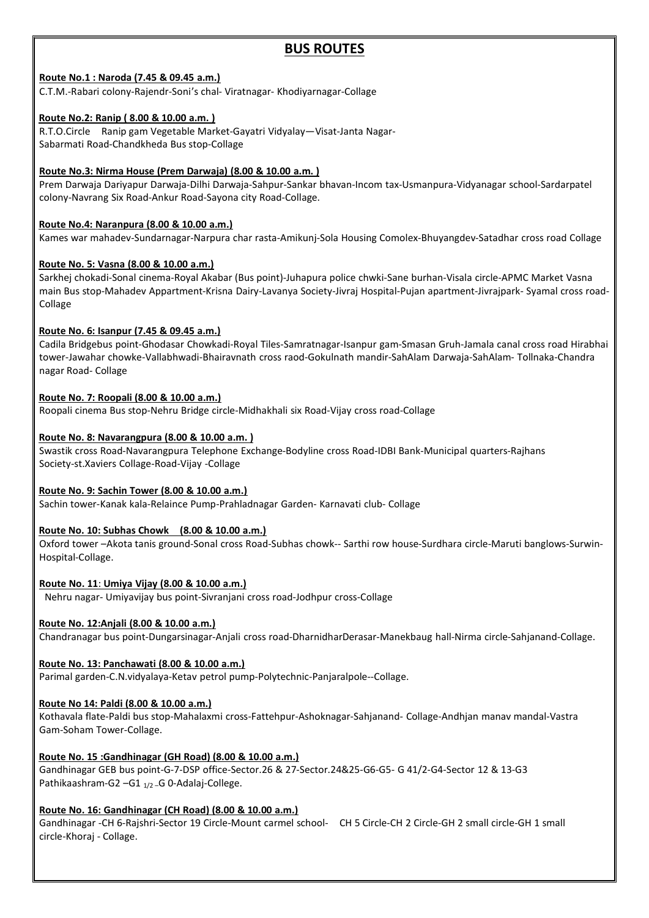# BUS ROUTES

**Route No.1 : Naroda (7.45 & 09.45 a.m.)**
C.T.M.-Rabari colony-Rajendr-Soni's chal- Viratnagar- Khodiyarnagar-Collage

**Route No.2: Ranip ( 8.00 & 10.00 a.m. )**
R.T.O.Circle Ranip gam Vegetable Market-Gayatri Vidyalay—Visat-Janta Nagar-Sabarmati Road-Chandkheda Bus stop-Collage

**Route No.3: Nirma House (Prem Darwaja) (8.00 & 10.00 a.m. )**
Prem Darwaja Dariyapur Darwaja-Dilhi Darwaja-Sahpur-Sankar bhavan-Incom tax-Usmanpura-Vidyanagar school-Sardarpatel colony-Navrang Six Road-Ankur Road-Sayona city Road-Collage.

**Route No.4: Naranpura (8.00 & 10.00 a.m.)**
Kames war mahadev-Sundarnagar-Narpura char rasta-Amikunj-Sola Housing Comolex-Bhuyangdev-Satadhar cross road Collage

**Route No. 5: Vasna (8.00 & 10.00 a.m.)**
Sarkhej chokadi-Sonal cinema-Royal Akabar (Bus point)-Juhapura police chwki-Sane burhan-Visala circle-APMC Market Vasna main Bus stop-Mahadev Appartment-Krisna Dairy-Lavanya Society-Jivraj Hospital-Pujan apartment-Jivrajpark- Syamal cross road-Collage

**Route No. 6: Isanpur (7.45 & 09.45 a.m.)**
Cadila Bridgebus point-Ghodasar Chowkadi-Royal Tiles-Samratnagar-Isanpur gam-Smasan Gruh-Jamala canal cross road Hirabhai tower-Jawahar chowke-Vallabhwadi-Bhairavnath cross raod-Gokulnath mandir-SahAlam Darwaja-SahAlam- Tollnaka-Chandra nagar Road- Collage

**Route No. 7: Roopali (8.00 & 10.00 a.m.)**
Roopali cinema Bus stop-Nehru Bridge circle-Midhakhali six Road-Vijay cross road-Collage

**Route No. 8: Navarangpura (8.00 & 10.00 a.m. )**
Swastik cross Road-Navarangpura Telephone Exchange-Bodyline cross Road-IDBI Bank-Municipal quarters-Rajhans Society-st.Xaviers Collage-Road-Vijay -Collage

**Route No. 9: Sachin Tower (8.00 & 10.00 a.m.)**
Sachin tower-Kanak kala-Relaince Pump-Prahladnagar Garden- Karnavati club- Collage

**Route No. 10: Subhas Chowk (8.00 & 10.00 a.m.)**
Oxford tower –Akota tanis ground-Sonal cross Road-Subhas chowk-- Sarthi row house-Surdhara circle-Maruti banglows-Surwin-Hospital-Collage.

**Route No. 11**: **Umiya Vijay (8.00 & 10.00 a.m.)**
Nehru nagar- Umiyavijay bus point-Sivranjani cross road-Jodhpur cross-Collage

**Route No. 12:Anjali (8.00 & 10.00 a.m.)**
Chandranagar bus point-Dungarsinagar-Anjali cross road-DharnidharDerasar-Manekbaug hall-Nirma circle-Sahjanand-Collage.

**Route No. 13: Panchawati (8.00 & 10.00 a.m.)**
Parimal garden-C.N.vidyalaya-Ketav petrol pump-Polytechnic-Panjaralpole--Collage.

**Route No 14: Paldi (8.00 & 10.00 a.m.)**
Kothavala flate-Paldi bus stop-Mahalaxmi cross-Fattehpur-Ashoknagar-Sahjanand- Collage-Andhjan manav mandal-Vastra Gam-Soham Tower-Collage.

**Route No. 15 :Gandhinagar (GH Road) (8.00 & 10.00 a.m.)**
Gandhinagar GEB bus point-G-7-DSP office-Sector.26 & 27-Sector.24&25-G6-G5- G 41/2-G4-Sector 12 & 13-G3 Pathikaashram-G2 –G1 $_{1/2}$ –G 0-Adalaj-College.

**Route No. 16: Gandhinagar (CH Road) (8.00 & 10.00 a.m.)**
Gandhinagar -CH 6-Rajshri-Sector 19 Circle-Mount carmel school- CH 5 Circle-CH 2 Circle-GH 2 small circle-GH 1 small circle-Khoraj - Collage.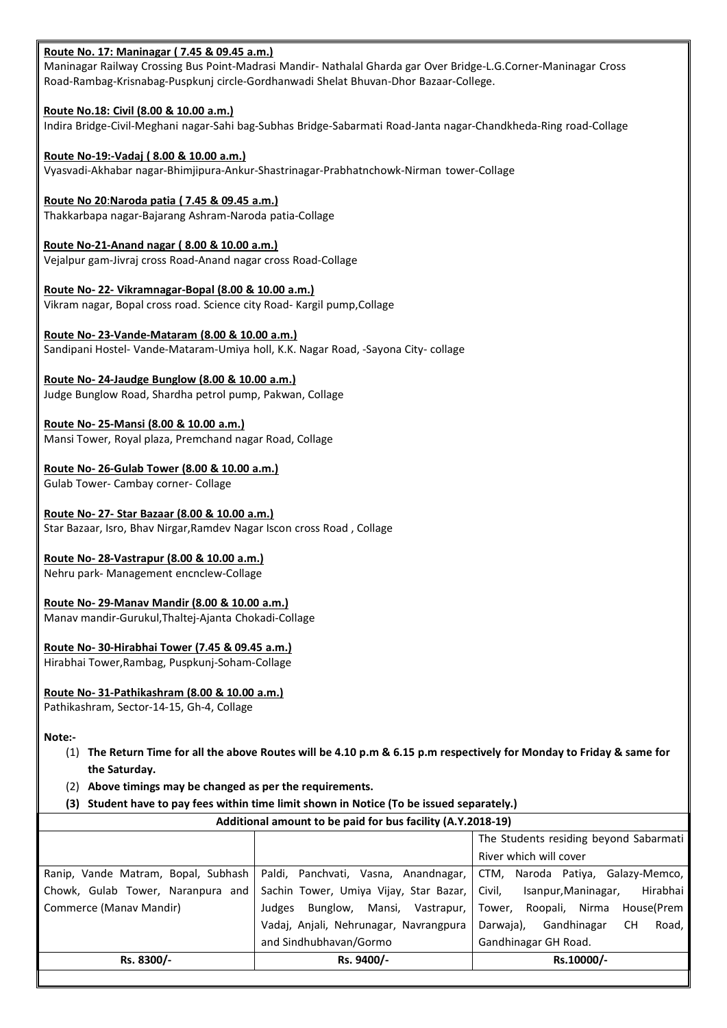**Route No. 17: Maninagar ( 7.45 & 09.45 a.m.)**
Maninagar Railway Crossing Bus Point-Madrasi Mandir- Nathalal Gharda gar Over Bridge-L.G.Corner-Maninagar Cross Road-Rambag-Krisnabag-Puspkunj circle-Gordhanwadi Shelat Bhuvan-Dhor Bazaar-College.

**Route No.18: Civil (8.00 & 10.00 a.m.)**
Indira Bridge-Civil-Meghani nagar-Sahi bag-Subhas Bridge-Sabarmati Road-Janta nagar-Chandkheda-Ring road-Collage

**Route No-19:-Vadaj ( 8.00 & 10.00 a.m.)**
Vyasvadi-Akhabar nagar-Bhimjipura-Ankur-Shastrinagar-Prabhatnchowk-Nirman tower-Collage

**Route No 20:Naroda patia ( 7.45 & 09.45 a.m.)**
Thakkarbapa nagar-Bajarang Ashram-Naroda patia-Collage

**Route No-21-Anand nagar ( 8.00 & 10.00 a.m.)**
Vejalpur gam-Jivraj cross Road-Anand nagar cross Road-Collage

**Route No- 22- Vikramnagar-Bopal (8.00 & 10.00 a.m.)**
Vikram nagar, Bopal cross road. Science city Road- Kargil pump,Collage

**Route No- 23-Vande-Mataram (8.00 & 10.00 a.m.)**
Sandipani Hostel- Vande-Mataram-Umiya holl, K.K. Nagar Road, -Sayona City- collage

**Route No- 24-Jaudge Bunglow (8.00 & 10.00 a.m.)**
Judge Bunglow Road, Shardha petrol pump, Pakwan, Collage

**Route No- 25-Mansi (8.00 & 10.00 a.m.)**
Mansi Tower, Royal plaza, Premchand nagar Road, Collage

**Route No- 26-Gulab Tower (8.00 & 10.00 a.m.)**
Gulab Tower- Cambay corner- Collage

**Route No- 27- Star Bazaar (8.00 & 10.00 a.m.)**
Star Bazaar, Isro, Bhav Nirgar,Ramdev Nagar Iscon cross Road , Collage

**Route No- 28-Vastrapur (8.00 & 10.00 a.m.)**
Nehru park- Management encnclew-Collage

**Route No- 29-Manav Mandir (8.00 & 10.00 a.m.)**
Manav mandir-Gurukul,Thaltej-Ajanta Chokadi-Collage

**Route No- 30-Hirabhai Tower (7.45 & 09.45 a.m.)**
Hirabhai Tower,Rambag, Puspkunj-Soham-Collage

**Route No- 31-Pathikashram (8.00 & 10.00 a.m.)**
Pathikashram, Sector-14-15, Gh-4, Collage

**Note:-**

1. **The Return Time for all the above Routes will be 4.10 p.m & 6.15 p.m respectively for Monday to Friday & same for the Saturday.**
2. **Above timings may be changed as per the requirements.**
3. **Student have to pay fees within time limit shown in Notice (To be issued separately.)**

| **Additional amount to be paid for bus facility (A.Y.2018-19)** | | |
|---|---|---|
| | | The Students residing beyond Sabarmati River which will cover |
| Ranip, Vande Matram, Bopal, Subhash Chowk, Gulab Tower, Naranpura and Commerce (Manav Mandir) | Paldi, Panchvati, Vasna, Anandnagar, Sachin Tower, Umiya Vijay, Star Bazar, Judges Bunglow, Mansi, Vastrapur, Vadaj, Anjali, Nehrunagar, Navrangpura and Sindhubhavan/Gormo | CTM, Naroda Patiya, Galazy-Memco, Civil, Isanpur,Maninagar, Hirabhai Tower, Roopali, Nirma House(Prem Darwaja), Gandhinagar CH Road, Gandhinagar GH Road. |
| **Rs. 8300/-** | **Rs. 9400/-** | **Rs.10000/-** |